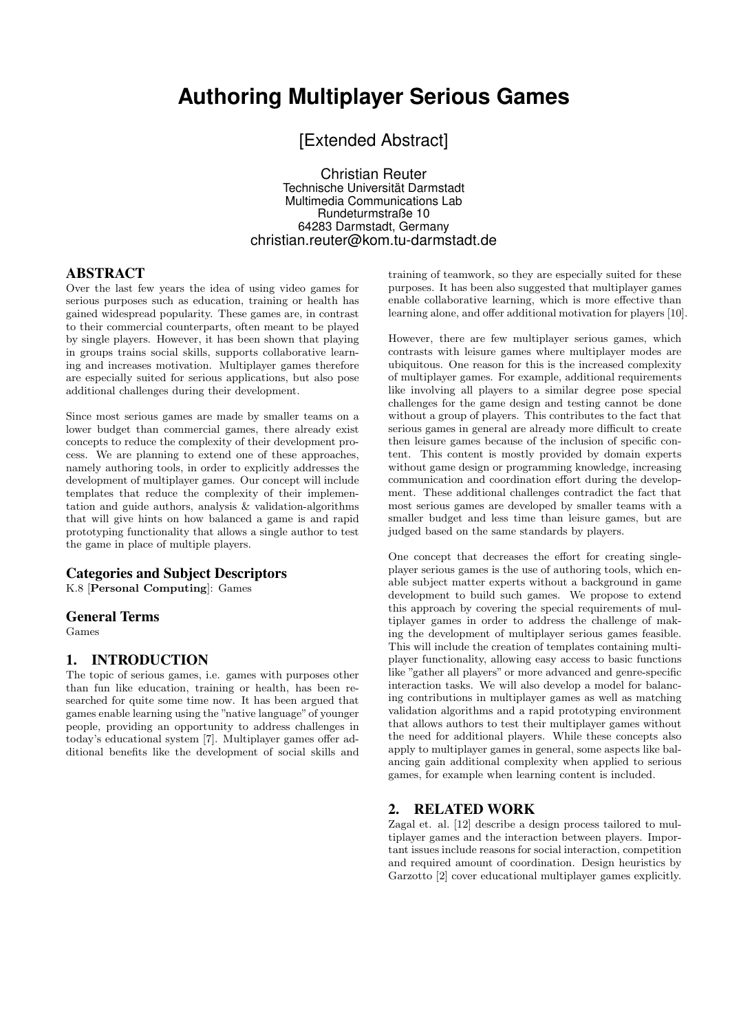# Authoring Multiplayer Serious Games

[Extended Abstract]

Christian Reuter
Technische Universität Darmstadt
Multimedia Communications Lab
Rundeturmstraße 10
64283 Darmstadt, Germany
christian.reuter@kom.tu-darmstadt.de

## ABSTRACT

Over the last few years the idea of using video games for serious purposes such as education, training or health has gained widespread popularity. These games are, in contrast to their commercial counterparts, often meant to be played by single players. However, it has been shown that playing in groups trains social skills, supports collaborative learning and increases motivation. Multiplayer games therefore are especially suited for serious applications, but also pose additional challenges during their development.

Since most serious games are made by smaller teams on a lower budget than commercial games, there already exist concepts to reduce the complexity of their development process. We are planning to extend one of these approaches, namely authoring tools, in order to explicitly addresses the development of multiplayer games. Our concept will include templates that reduce the complexity of their implementation and guide authors, analysis & validation-algorithms that will give hints on how balanced a game is and rapid prototyping functionality that allows a single author to test the game in place of multiple players.

### Categories and Subject Descriptors

K.8 [**Personal Computing**]: Games

### General Terms

Games

## 1. INTRODUCTION

The topic of serious games, i.e. games with purposes other than fun like education, training or health, has been researched for quite some time now. It has been argued that games enable learning using the "native language" of younger people, providing an opportunity to address challenges in today's educational system [7]. Multiplayer games offer additional benefits like the development of social skills and training of teamwork, so they are especially suited for these purposes. It has been also suggested that multiplayer games enable collaborative learning, which is more effective than learning alone, and offer additional motivation for players [10].

However, there are few multiplayer serious games, which contrasts with leisure games where multiplayer modes are ubiquitous. One reason for this is the increased complexity of multiplayer games. For example, additional requirements like involving all players to a similar degree pose special challenges for the game design and testing cannot be done without a group of players. This contributes to the fact that serious games in general are already more difficult to create then leisure games because of the inclusion of specific content. This content is mostly provided by domain experts without game design or programming knowledge, increasing communication and coordination effort during the development. These additional challenges contradict the fact that most serious games are developed by smaller teams with a smaller budget and less time than leisure games, but are judged based on the same standards by players.

One concept that decreases the effort for creating singleplayer serious games is the use of authoring tools, which enable subject matter experts without a background in game development to build such games. We propose to extend this approach by covering the special requirements of multiplayer games in order to address the challenge of making the development of multiplayer serious games feasible. This will include the creation of templates containing multiplayer functionality, allowing easy access to basic functions like "gather all players" or more advanced and genre-specific interaction tasks. We will also develop a model for balancing contributions in multiplayer games as well as matching validation algorithms and a rapid prototyping environment that allows authors to test their multiplayer games without the need for additional players. While these concepts also apply to multiplayer games in general, some aspects like balancing gain additional complexity when applied to serious games, for example when learning content is included.

## 2. RELATED WORK

Zagal et. al. [12] describe a design process tailored to multiplayer games and the interaction between players. Important issues include reasons for social interaction, competition and required amount of coordination. Design heuristics by Garzotto [2] cover educational multiplayer games explicitly.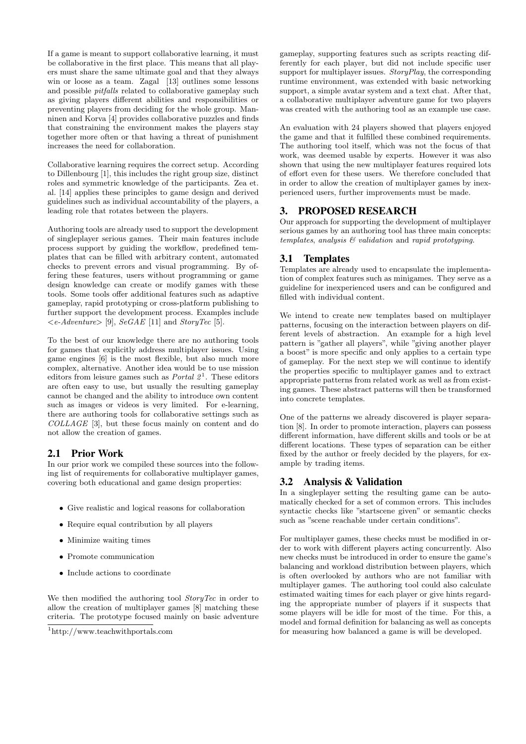If a game is meant to support collaborative learning, it must be collaborative in the first place. This means that all players must share the same ultimate goal and that they always win or loose as a team. Zagal [13] outlines some lessons and possible *pitfalls* related to collaborative gameplay such as giving players different abilities and responsibilities or preventing players from deciding for the whole group. Manninen and Korva [4] provides collaborative puzzles and finds that constraining the environment makes the players stay together more often or that having a threat of punishment increases the need for collaboration.

Collaborative learning requires the correct setup. According to Dillenbourg [1], this includes the right group size, distinct roles and symmetric knowledge of the participants. Zea et. al. [14] applies these principles to game design and derived guidelines such as individual accountability of the players, a leading role that rotates between the players.

Authoring tools are already used to support the development of singleplayer serious games. Their main features include process support by guiding the workflow, predefined templates that can be filled with arbitrary content, automated checks to prevent errors and visual programming. By offering these features, users without programming or game design knowledge can create or modify games with these tools. Some tools offer additional features such as adaptive gameplay, rapid prototyping or cross-platform publishing to further support the development process. Examples include *<e-Adventure>* [9], *SeGAE* [11] and *StoryTec* [5].

To the best of our knowledge there are no authoring tools for games that explicitly address multiplayer issues. Using game engines [6] is the most flexible, but also much more complex, alternative. Another idea would be to use mission editors from leisure games such as *Portal 2*[1]. These editors are often easy to use, but usually the resulting gameplay cannot be changed and the ability to introduce own content such as images or videos is very limited. For e-learning, there are authoring tools for collaborative settings such as *COLLAGE* [3], but these focus mainly on content and do not allow the creation of games.

## 2.1 Prior Work

In our prior work we compiled these sources into the following list of requirements for collaborative multiplayer games, covering both educational and game design properties:

- Give realistic and logical reasons for collaboration
- Require equal contribution by all players
- Minimize waiting times
- Promote communication
- Include actions to coordinate

We then modified the authoring tool *StoryTec* in order to allow the creation of multiplayer games [8] matching these criteria. The prototype focused mainly on basic adventure gameplay, supporting features such as scripts reacting differently for each player, but did not include specific user support for multiplayer issues. *StoryPlay*, the corresponding runtime environment, was extended with basic networking support, a simple avatar system and a text chat. After that, a collaborative multiplayer adventure game for two players was created with the authoring tool as an example use case.

An evaluation with 24 players showed that players enjoyed the game and that it fulfilled these combined requirements. The authoring tool itself, which was not the focus of that work, was deemed usable by experts. However it was also shown that using the new multiplayer features required lots of effort even for these users. We therefore concluded that in order to allow the creation of multiplayer games by inexperienced users, further improvements must be made.

# 3. PROPOSED RESEARCH

Our approach for supporting the development of multiplayer serious games by an authoring tool has three main concepts: *templates*, *analysis & validation* and *rapid prototyping*.

## 3.1 Templates

Templates are already used to encapsulate the implementation of complex features such as minigames. They serve as a guideline for inexperienced users and can be configured and filled with individual content.

We intend to create new templates based on multiplayer patterns, focusing on the interaction between players on different levels of abstraction. An example for a high level pattern is "gather all players", while "giving another player a boost" is more specific and only applies to a certain type of gameplay. For the next step we will continue to identify the properties specific to multiplayer games and to extract appropriate patterns from related work as well as from existing games. These abstract patterns will then be transformed into concrete templates.

One of the patterns we already discovered is player separation [8]. In order to promote interaction, players can possess different information, have different skills and tools or be at different locations. These types of separation can be either fixed by the author or freely decided by the players, for example by trading items.

## 3.2 Analysis & Validation

In a singleplayer setting the resulting game can be automatically checked for a set of common errors. This includes syntactic checks like "startscene given" or semantic checks such as "scene reachable under certain conditions".

For multiplayer games, these checks must be modified in order to work with different players acting concurrently. Also new checks must be introduced in order to ensure the game's balancing and workload distribution between players, which is often overlooked by authors who are not familiar with multiplayer games. The authoring tool could also calculate estimated waiting times for each player or give hints regarding the appropriate number of players if it suspects that some players will be idle for most of the time. For this, a model and formal definition for balancing as well as concepts for measuring how balanced a game is will be developed.

[1] http://www.teachwithportals.com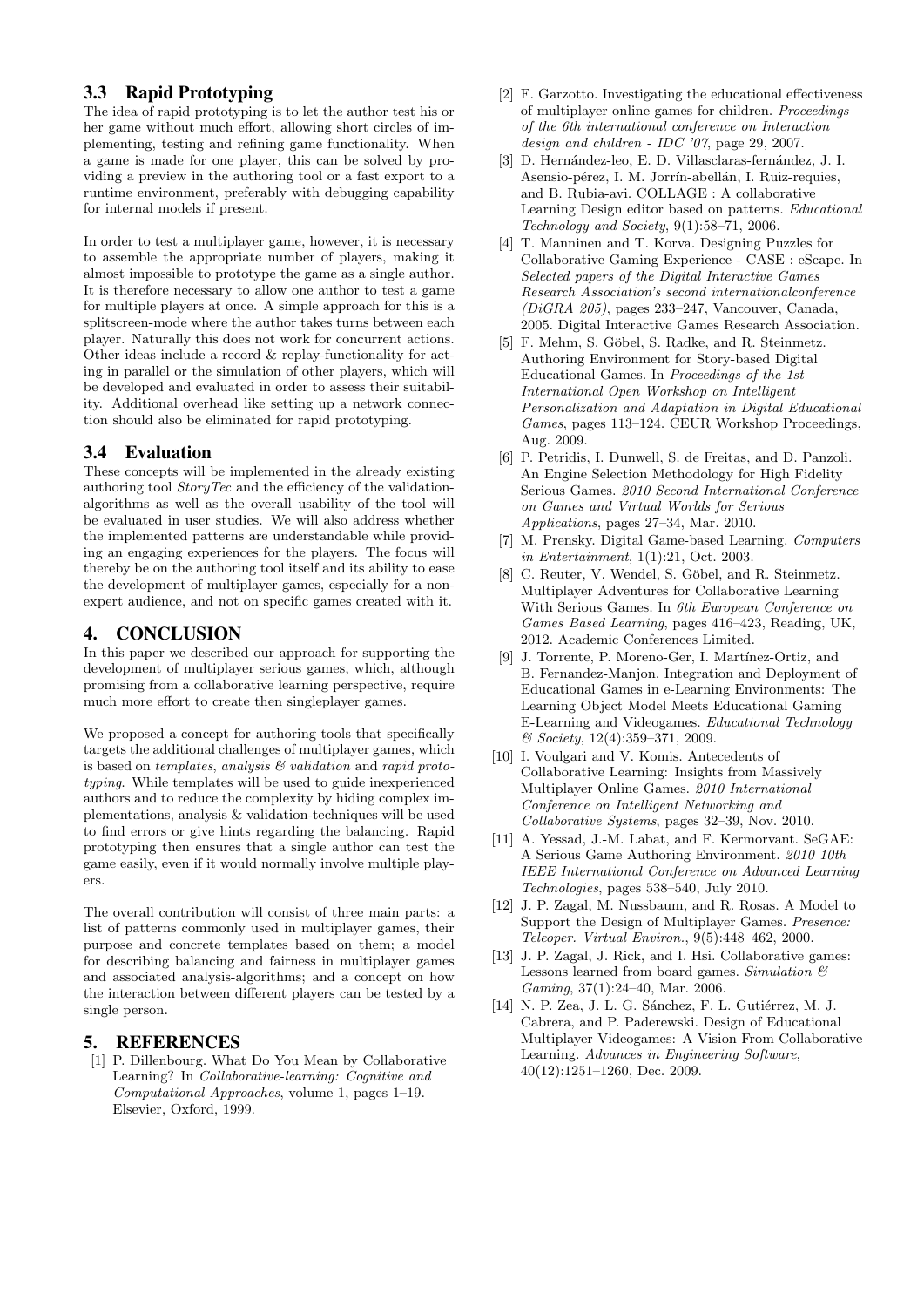### 3.3 Rapid Prototyping

The idea of rapid prototyping is to let the author test his or her game without much effort, allowing short circles of implementing, testing and refining game functionality. When a game is made for one player, this can be solved by providing a preview in the authoring tool or a fast export to a runtime environment, preferably with debugging capability for internal models if present.

In order to test a multiplayer game, however, it is necessary to assemble the appropriate number of players, making it almost impossible to prototype the game as a single author. It is therefore necessary to allow one author to test a game for multiple players at once. A simple approach for this is a splitscreen-mode where the author takes turns between each player. Naturally this does not work for concurrent actions. Other ideas include a record & replay-functionality for acting in parallel or the simulation of other players, which will be developed and evaluated in order to assess their suitability. Additional overhead like setting up a network connection should also be eliminated for rapid prototyping.

### 3.4 Evaluation

These concepts will be implemented in the already existing authoring tool *StoryTec* and the efficiency of the validation-algorithms as well as the overall usability of the tool will be evaluated in user studies. We will also address whether the implemented patterns are understandable while providing an engaging experiences for the players. The focus will thereby be on the authoring tool itself and its ability to ease the development of multiplayer games, especially for a non-expert audience, and not on specific games created with it.

## 4. CONCLUSION

In this paper we described our approach for supporting the development of multiplayer serious games, which, although promising from a collaborative learning perspective, require much more effort to create then singleplayer games.

We proposed a concept for authoring tools that specifically targets the additional challenges of multiplayer games, which is based on *templates*, *analysis & validation* and *rapid prototyping*. While templates will be used to guide inexperienced authors and to reduce the complexity by hiding complex implementations, analysis & validation-techniques will be used to find errors or give hints regarding the balancing. Rapid prototyping then ensures that a single author can test the game easily, even if it would normally involve multiple players.

The overall contribution will consist of three main parts: a list of patterns commonly used in multiplayer games, their purpose and concrete templates based on them; a model for describing balancing and fairness in multiplayer games and associated analysis-algorithms; and a concept on how the interaction between different players can be tested by a single person.

## 5. REFERENCES

[1] P. Dillenbourg. What Do You Mean by Collaborative Learning? In *Collaborative-learning: Cognitive and Computational Approaches*, volume 1, pages 1–19. Elsevier, Oxford, 1999.

[2] F. Garzotto. Investigating the educational effectiveness of multiplayer online games for children. *Proceedings of the 6th international conference on Interaction design and children - IDC '07*, page 29, 2007.

[3] D. Hernández-leo, E. D. Villasclaras-fernández, J. I. Asensio-pérez, I. M. Jorrín-abellán, I. Ruiz-requies, and B. Rubia-avi. COLLAGE : A collaborative Learning Design editor based on patterns. *Educational Technology and Society*, 9(1):58–71, 2006.

[4] T. Manninen and T. Korva. Designing Puzzles for Collaborative Gaming Experience - CASE : eScape. In *Selected papers of the Digital Interactive Games Research Association's second internationalconference (DiGRA 205)*, pages 233–247, Vancouver, Canada, 2005. Digital Interactive Games Research Association.

[5] F. Mehm, S. Göbel, S. Radke, and R. Steinmetz. Authoring Environment for Story-based Digital Educational Games. In *Proceedings of the 1st International Open Workshop on Intelligent Personalization and Adaptation in Digital Educational Games*, pages 113–124. CEUR Workshop Proceedings, Aug. 2009.

[6] P. Petridis, I. Dunwell, S. de Freitas, and D. Panzoli. An Engine Selection Methodology for High Fidelity Serious Games. *2010 Second International Conference on Games and Virtual Worlds for Serious Applications*, pages 27–34, Mar. 2010.

[7] M. Prensky. Digital Game-based Learning. *Computers in Entertainment*, 1(1):21, Oct. 2003.

[8] C. Reuter, V. Wendel, S. Göbel, and R. Steinmetz. Multiplayer Adventures for Collaborative Learning With Serious Games. In *6th European Conference on Games Based Learning*, pages 416–423, Reading, UK, 2012. Academic Conferences Limited.

[9] J. Torrente, P. Moreno-Ger, I. Martínez-Ortiz, and B. Fernandez-Manjon. Integration and Deployment of Educational Games in e-Learning Environments: The Learning Object Model Meets Educational Gaming E-Learning and Videogames. *Educational Technology & Society*, 12(4):359–371, 2009.

[10] I. Voulgari and V. Komis. Antecedents of Collaborative Learning: Insights from Massively Multiplayer Online Games. *2010 International Conference on Intelligent Networking and Collaborative Systems*, pages 32–39, Nov. 2010.

[11] A. Yessad, J.-M. Labat, and F. Kermorvant. SeGAE: A Serious Game Authoring Environment. *2010 10th IEEE International Conference on Advanced Learning Technologies*, pages 538–540, July 2010.

[12] J. P. Zagal, M. Nussbaum, and R. Rosas. A Model to Support the Design of Multiplayer Games. *Presence: Teleoper. Virtual Environ.*, 9(5):448–462, 2000.

[13] J. P. Zagal, J. Rick, and I. Hsi. Collaborative games: Lessons learned from board games. *Simulation & Gaming*, 37(1):24–40, Mar. 2006.

[14] N. P. Zea, J. L. G. Sánchez, F. L. Gutiérrez, M. J. Cabrera, and P. Paderewski. Design of Educational Multiplayer Videogames: A Vision From Collaborative Learning. *Advances in Engineering Software*, 40(12):1251–1260, Dec. 2009.